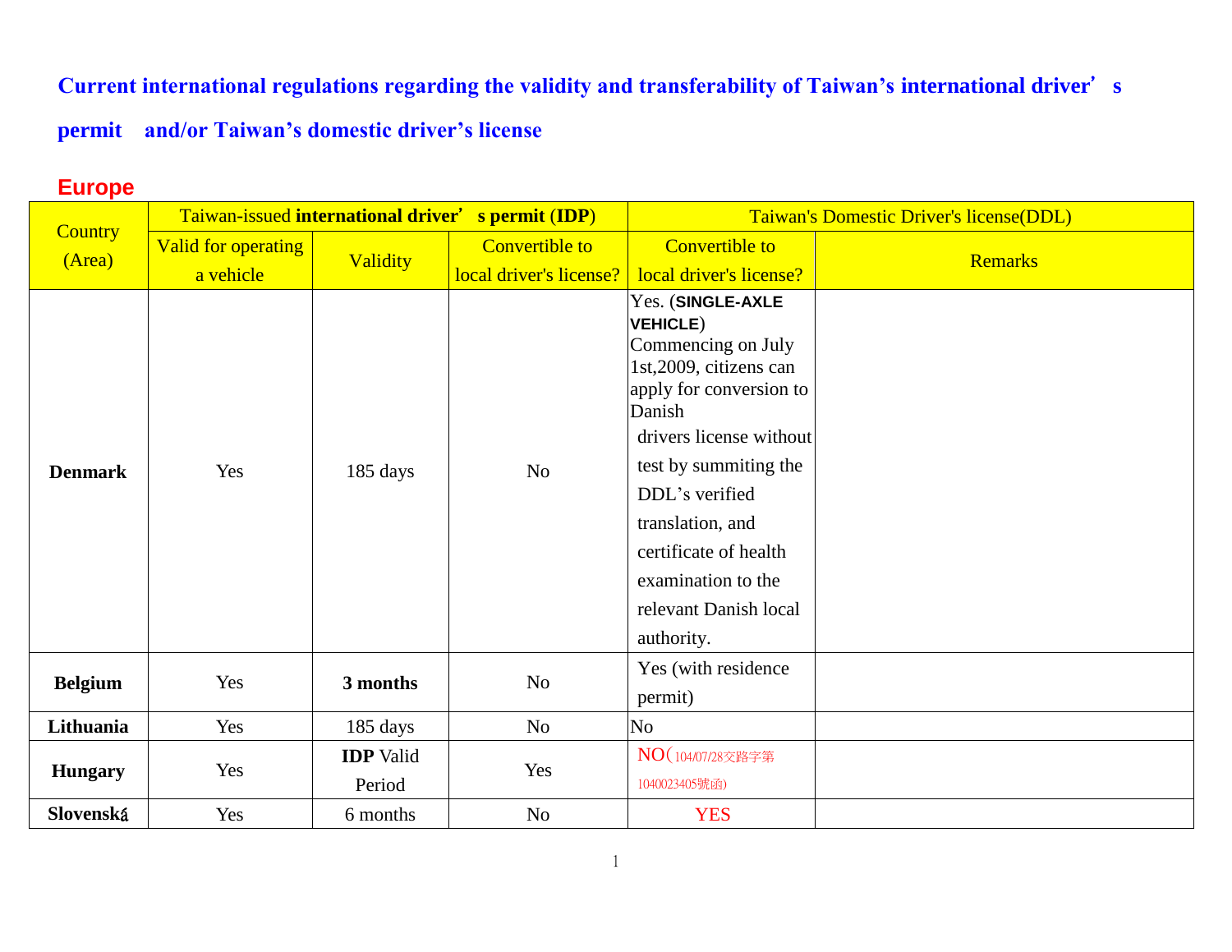# Current international regulations regarding the validity and transferability of Taiwan's international driver's permit and/or Taiwan's domestic driver's license

## Europe

| Country (Area) | Taiwan-issued **international driver's permit** (**IDP**) | | | Taiwan's Domestic Driver's license(DDL) | |
|---|---|---|---|---|---|
| | Valid for operating a vehicle | Validity | Convertible to local driver's license? | Convertible to local driver's license? | Remarks |
| **Denmark** | Yes | 185 days | No | Yes. (**SINGLE-AXLE VEHICLE**) Commencing on July 1st,2009, citizens can apply for conversion to Danish drivers license without test by summiting the DDL's verified translation, and certificate of health examination to the relevant Danish local authority. | |
| **Belgium** | Yes | **3 months** | No | Yes (with residence permit) | |
| **Lithuania** | Yes | 185 days | No | No | |
| **Hungary** | Yes | **IDP** Valid Period | Yes | NO(104/07/28交路字第1040023405號函) | |
| **Slovenská** | Yes | 6 months | No | YES | |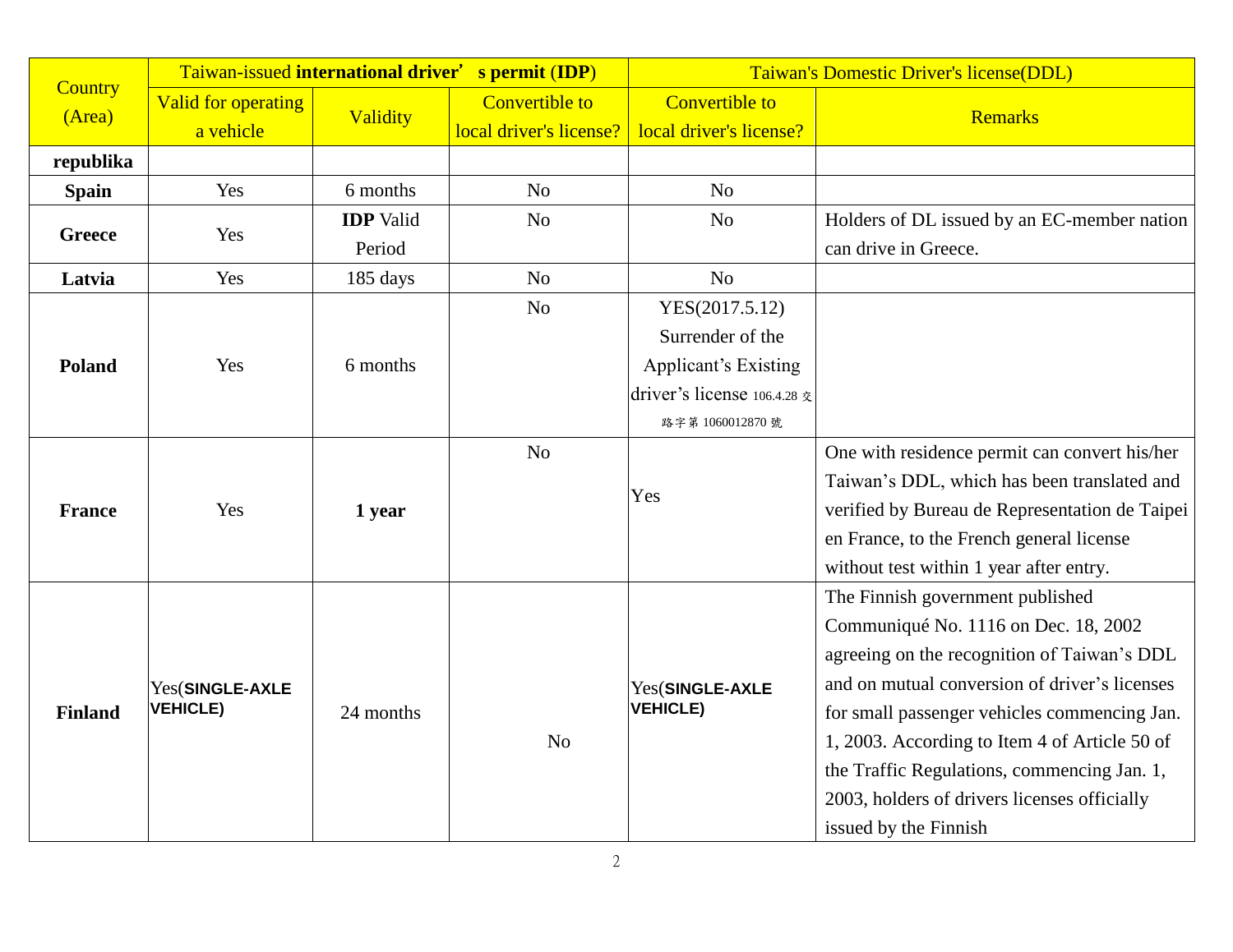| Country (Area) | Taiwan-issued **international driver's permit** (**IDP**) | | | Taiwan's Domestic Driver's license(DDL) | |
|---|---|---|---|---|---|
| | Valid for operating a vehicle | Validity | Convertible to local driver's license? | Convertible to local driver's license? | Remarks |
| **republika** | | | | | |
| **Spain** | Yes | 6 months | No | No | |
| **Greece** | Yes | **IDP** Valid Period | No | No | Holders of DL issued by an EC-member nation can drive in Greece. |
| **Latvia** | Yes | 185 days | No | No | |
| **Poland** | Yes | 6 months | No | YES(2017.5.12) Surrender of the Applicant's Existing driver's license 106.4.28 交路字第 1060012870 號 | |
| **France** | Yes | **1 year** | No | Yes | One with residence permit can convert his/her Taiwan's DDL, which has been translated and verified by Bureau de Representation de Taipei en France, to the French general license without test within 1 year after entry. |
| **Finland** | Yes(**SINGLE-AXLE VEHICLE)** | 24 months | No | Yes(**SINGLE-AXLE VEHICLE)** | The Finnish government published Communiqué No. 1116 on Dec. 18, 2002 agreeing on the recognition of Taiwan's DDL and on mutual conversion of driver's licenses for small passenger vehicles commencing Jan. 1, 2003. According to Item 4 of Article 50 of the Traffic Regulations, commencing Jan. 1, 2003, holders of drivers licenses officially issued by the Finnish |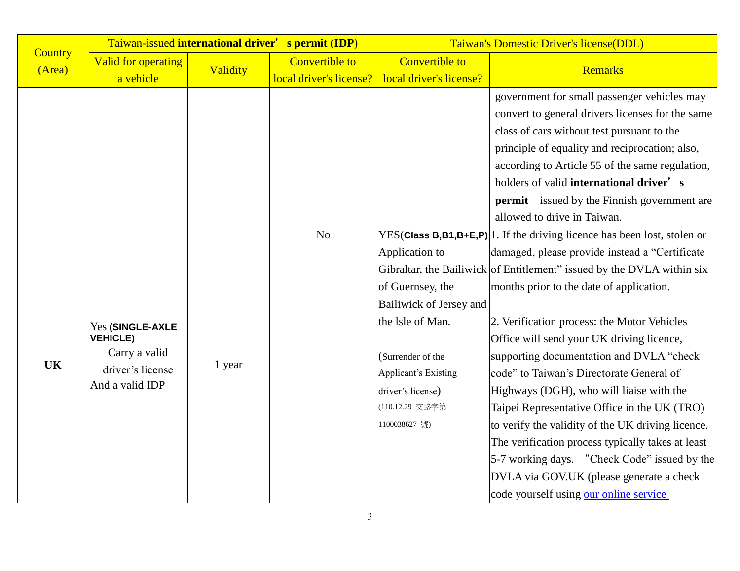| Country (Area) | Taiwan-issued **international driver's permit** (**IDP**) | | | Taiwan's Domestic Driver's license(DDL) | |
|---|---|---|---|---|---|
| | Valid for operating a vehicle | Validity | Convertible to local driver's license? | Convertible to local driver's license? | Remarks |
| | | | | | government for small passenger vehicles may convert to general drivers licenses for the same class of cars without test pursuant to the principle of equality and reciprocation; also, according to Article 55 of the same regulation, holders of valid **international driver's permit** issued by the Finnish government are allowed to drive in Taiwan. |
| **UK** | Yes **(SINGLE-AXLE VEHICLE)** Carry a valid driver's license And a valid IDP | 1 year | No | YES(**Class B,B1,B+E,P**) Application to Gibraltar, the Bailiwick of Guernsey, the Bailiwick of Jersey and the Isle of Man. (Surrender of the Applicant's Existing driver's license) (110.12.29 交路字第1100038627 號) | 1. If the driving licence has been lost, stolen or damaged, please provide instead a "Certificate of Entitlement" issued by the DVLA within six months prior to the date of application.<br><br>2. Verification process: the Motor Vehicles Office will send your UK driving licence, supporting documentation and DVLA "check code" to Taiwan's Directorate General of Highways (DGH), who will liaise with the Taipei Representative Office in the UK (TRO) to verify the validity of the UK driving licence. The verification process typically takes at least 5-7 working days. "Check Code" issued by the DVLA via GOV.UK (please generate a check code yourself using our online service |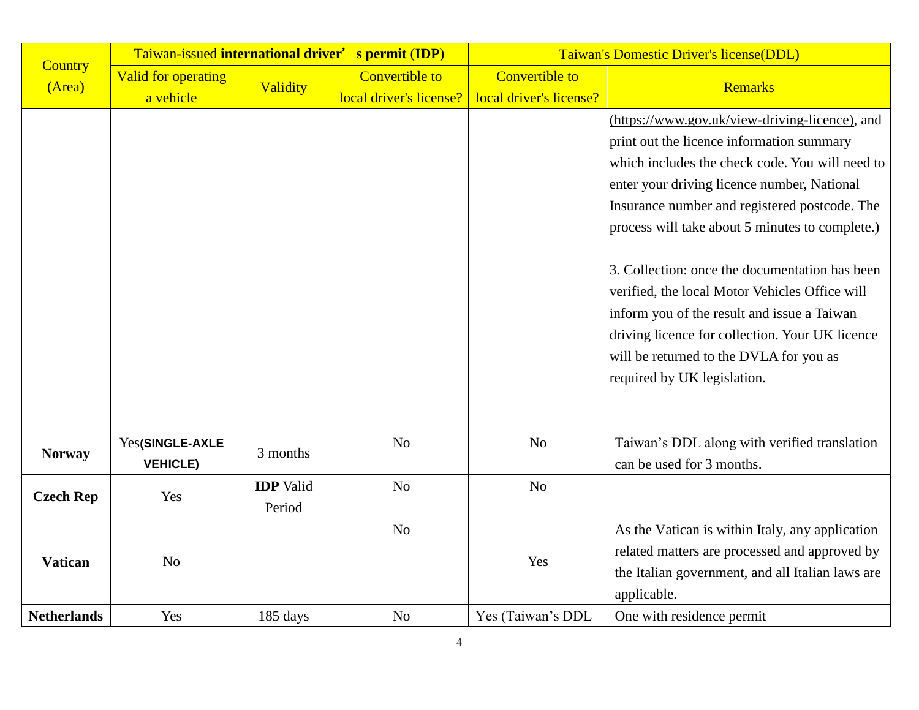| Country (Area) | Taiwan-issued **international driver's permit** (**IDP**) | | | Taiwan's Domestic Driver's license(DDL) | |
|---|---|---|---|---|---|
| | Valid for operating a vehicle | Validity | Convertible to local driver's license? | Convertible to local driver's license? | Remarks |
| | | | | | (https://www.gov.uk/view-driving-licence), and print out the licence information summary which includes the check code. You will need to enter your driving licence number, National Insurance number and registered postcode. The process will take about 5 minutes to complete.)<br><br>3. Collection: once the documentation has been verified, the local Motor Vehicles Office will inform you of the result and issue a Taiwan driving licence for collection. Your UK licence will be returned to the DVLA for you as required by UK legislation. |
| **Norway** | Yes**(SINGLE-AXLE VEHICLE)** | 3 months | No | No | Taiwan's DDL along with verified translation can be used for 3 months. |
| **Czech Rep** | Yes | **IDP** Valid Period | No | No | |
| **Vatican** | No | | No | Yes | As the Vatican is within Italy, any application related matters are processed and approved by the Italian government, and all Italian laws are applicable. |
| **Netherlands** | Yes | 185 days | No | Yes (Taiwan's DDL | One with residence permit |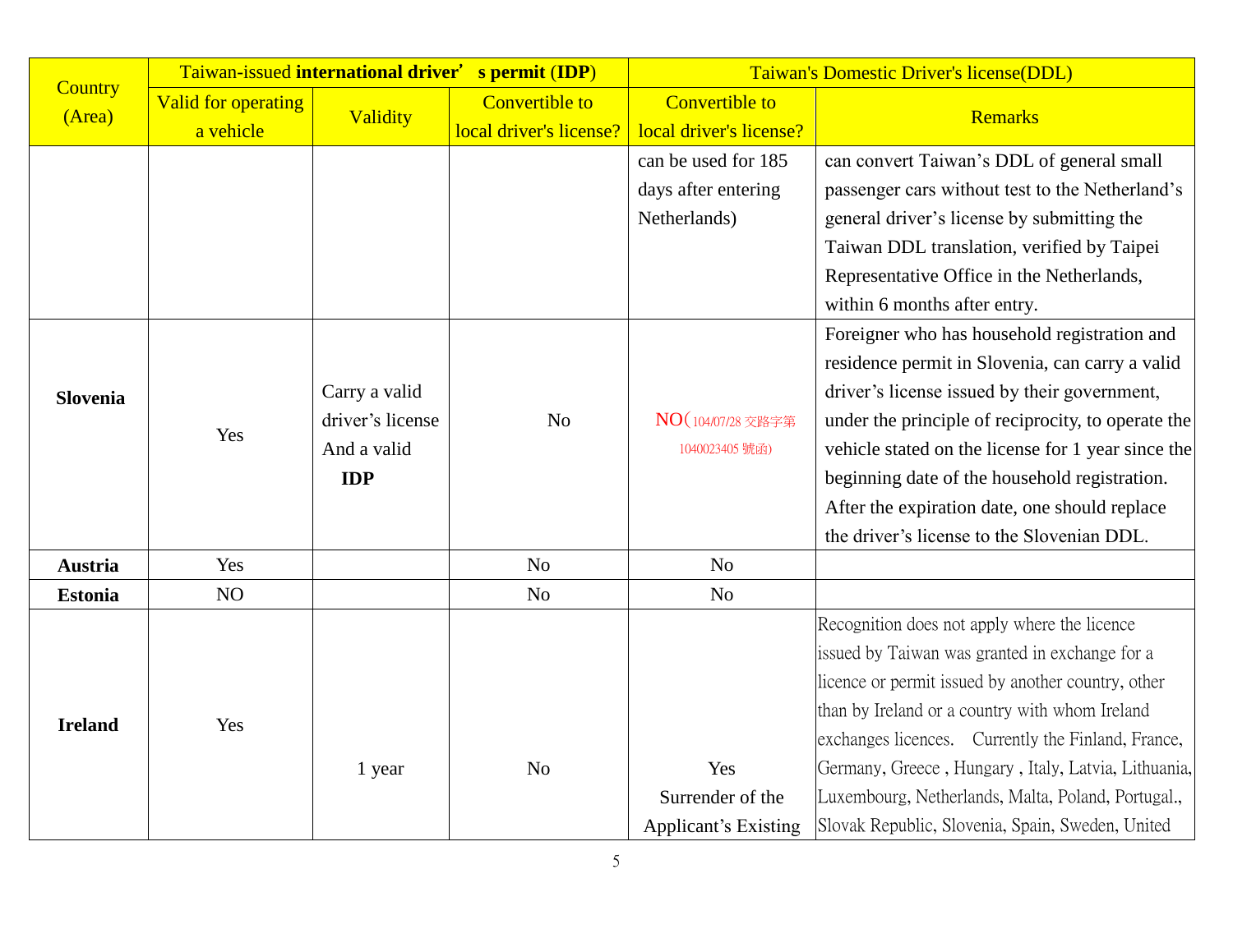| Country (Area) | Taiwan-issued **international driver's permit** (**IDP**) | | | Taiwan's Domestic Driver's license(DDL) | |
|---|---|---|---|---|---|
| | Valid for operating a vehicle | Validity | Convertible to local driver's license? | Convertible to local driver's license? | Remarks |
| | | | | can be used for 185 days after entering Netherlands) | can convert Taiwan's DDL of general small passenger cars without test to the Netherland's general driver's license by submitting the Taiwan DDL translation, verified by Taipei Representative Office in the Netherlands, within 6 months after entry. |
| **Slovenia** | Yes | Carry a valid driver's license And a valid **IDP** | No | NO(104/07/28 交路字第1040023405 號函) | Foreigner who has household registration and residence permit in Slovenia, can carry a valid driver's license issued by their government, under the principle of reciprocity, to operate the vehicle stated on the license for 1 year since the beginning date of the household registration. After the expiration date, one should replace the driver's license to the Slovenian DDL. |
| **Austria** | Yes | | No | No | |
| **Estonia** | NO | | No | No | |
| **Ireland** | Yes | 1 year | No | Yes Surrender of the Applicant's Existing | Recognition does not apply where the licence issued by Taiwan was granted in exchange for a licence or permit issued by another country, other than by Ireland or a country with whom Ireland exchanges licences. Currently the Finland, France, Germany, Greece , Hungary , Italy, Latvia, Lithuania, Luxembourg, Netherlands, Malta, Poland, Portugal., Slovak Republic, Slovenia, Spain, Sweden, United |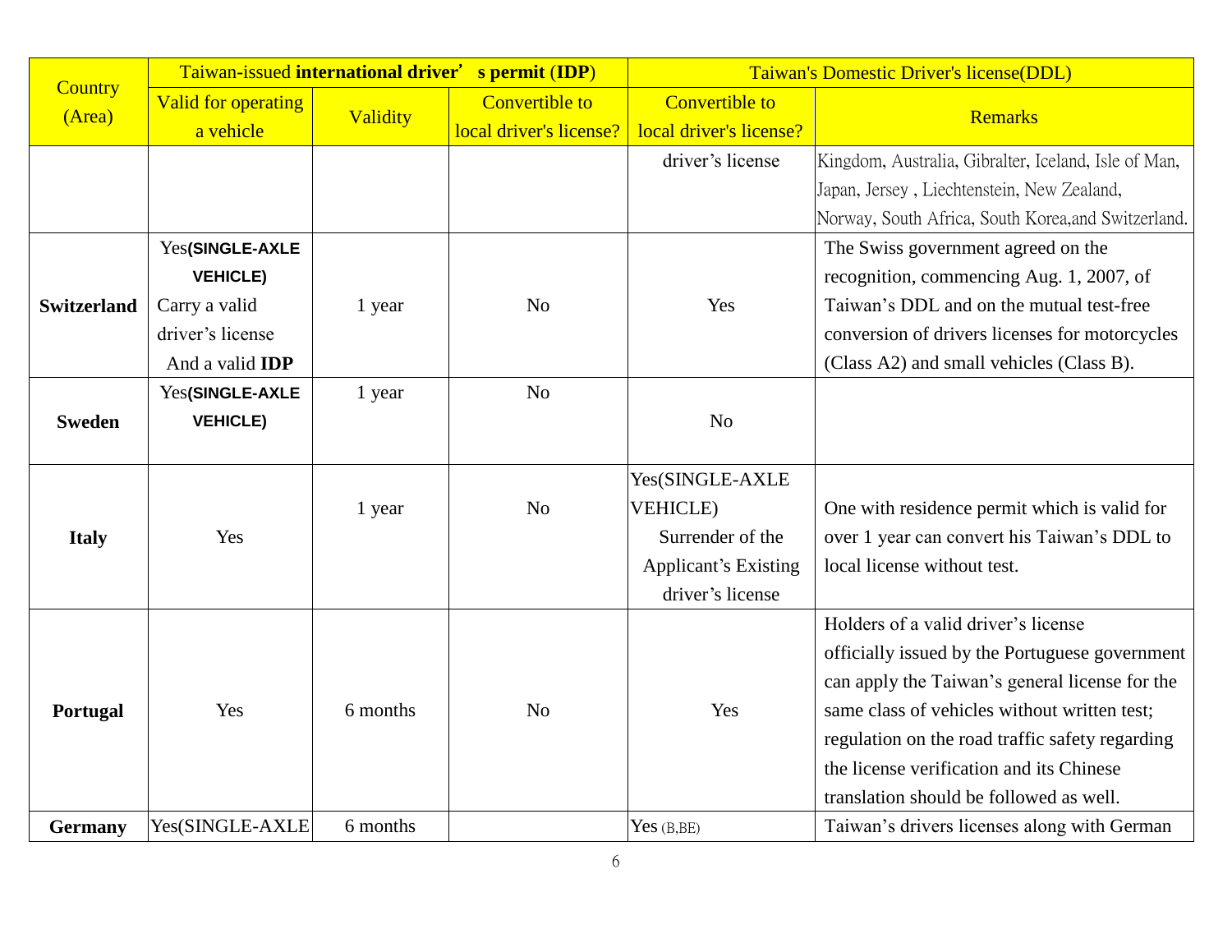| Country (Area) | Taiwan-issued **international driver's permit** (**IDP**) | | | Taiwan's Domestic Driver's license(DDL) | |
|---|---|---|---|---|---|
| | Valid for operating a vehicle | Validity | Convertible to local driver's license? | Convertible to local driver's license? | Remarks |
| | | | | driver's license | Kingdom, Australia, Gibralter, Iceland, Isle of Man, Japan, Jersey , Liechtenstein, New Zealand, Norway, South Africa, South Korea,and Switzerland. |
| **Switzerland** | Yes(**SINGLE-AXLE VEHICLE**) Carry a valid driver's license And a valid **IDP** | 1 year | No | Yes | The Swiss government agreed on the recognition, commencing Aug. 1, 2007, of Taiwan's DDL and on the mutual test-free conversion of drivers licenses for motorcycles (Class A2) and small vehicles (Class B). |
| **Sweden** | Yes(**SINGLE-AXLE VEHICLE**) | 1 year | No | No | |
| **Italy** | Yes | 1 year | No | Yes(SINGLE-AXLE VEHICLE) Surrender of the Applicant's Existing driver's license | One with residence permit which is valid for over 1 year can convert his Taiwan's DDL to local license without test. |
| **Portugal** | Yes | 6 months | No | Yes | Holders of a valid driver's license officially issued by the Portuguese government can apply the Taiwan's general license for the same class of vehicles without written test; regulation on the road traffic safety regarding the license verification and its Chinese translation should be followed as well. |
| **Germany** | Yes(SINGLE-AXLE | 6 months | | Yes (B,BE) | Taiwan's drivers licenses along with German |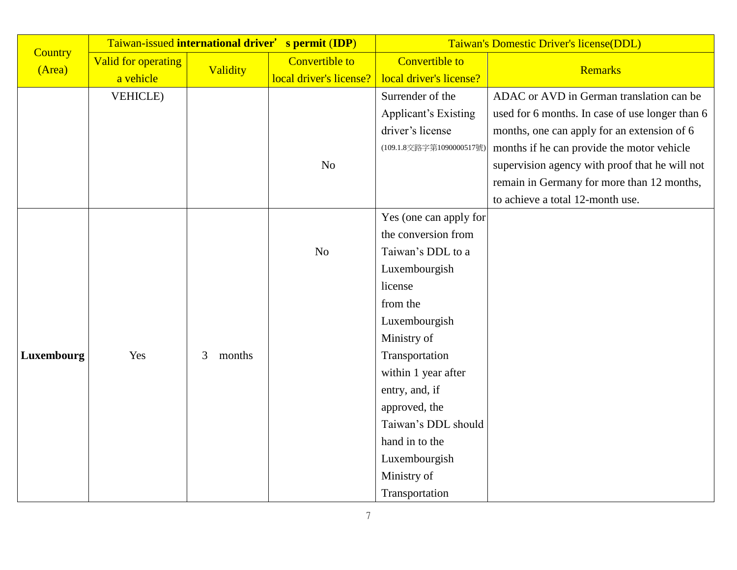| Country (Area) | Taiwan-issued **international driver's permit** (**IDP**) | | | Taiwan's Domestic Driver's license(DDL) | |
|---|---|---|---|---|---|
| | Valid for operating a vehicle | Validity | Convertible to local driver's license? | Convertible to local driver's license? | Remarks |
| | VEHICLE) | | No | Surrender of the Applicant's Existing driver's license (109.1.8交路字第1090000517號) | ADAC or AVD in German translation can be used for 6 months. In case of use longer than 6 months, one can apply for an extension of 6 months if he can provide the motor vehicle supervision agency with proof that he will not remain in Germany for more than 12 months, to achieve a total 12-month use. |
| **Luxembourg** | Yes | 3 months | No | Yes (one can apply for the conversion from Taiwan's DDL to a Luxembourgish license from the Luxembourgish Ministry of Transportation within 1 year after entry, and, if approved, the Taiwan's DDL should hand in to the Luxembourgish Ministry of Transportation | |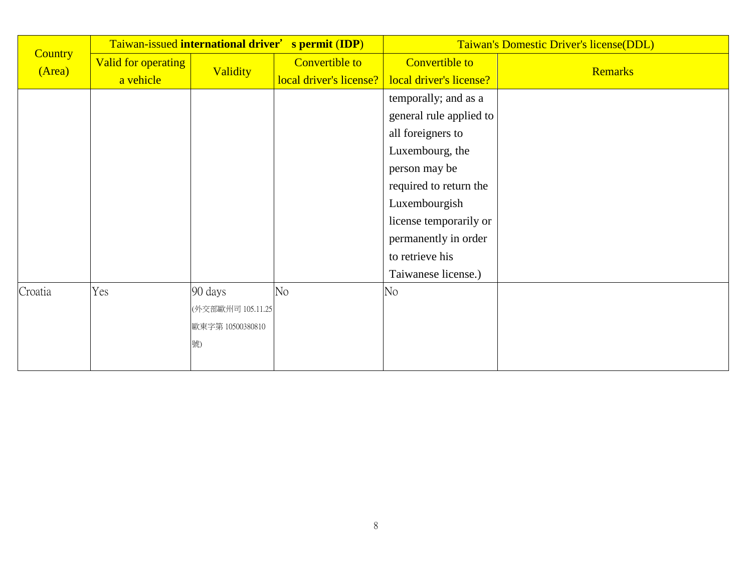| Country (Area) | Taiwan-issued **international driver's permit** (**IDP**) | | | Taiwan's Domestic Driver's license(DDL) | |
|---|---|---|---|---|---|
| | Valid for operating a vehicle | Validity | Convertible to local driver's license? | Convertible to local driver's license? | Remarks |
| | | | | temporally; and as a general rule applied to all foreigners to Luxembourg, the person may be required to return the Luxembourgish license temporarily or permanently in order to retrieve his Taiwanese license.) | |
| Croatia | Yes | 90 days (外交部歐州司 105.11.25 歐東字第 10500380810 號) | No | No | |